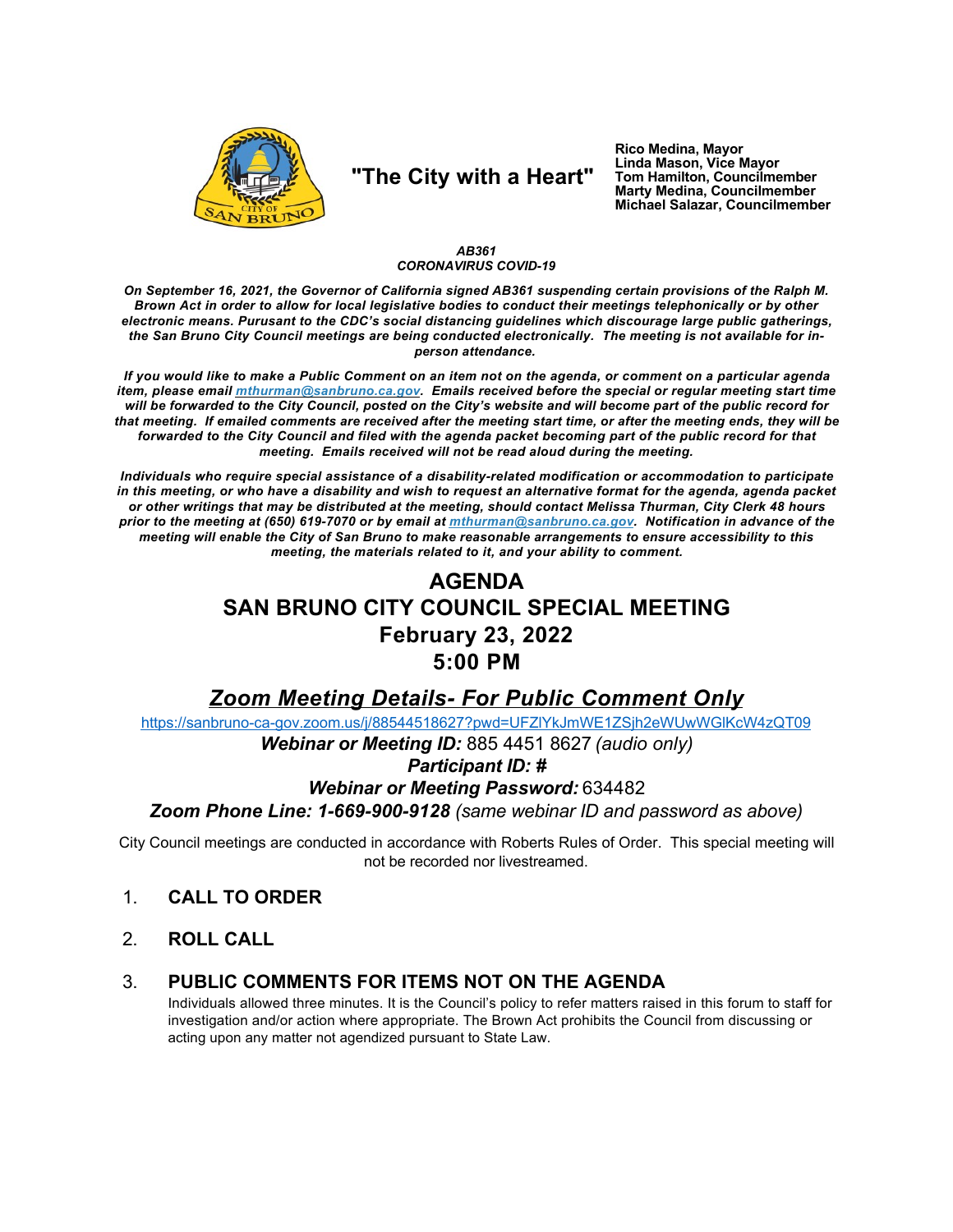"The City with a Heart"

**Rico Medina, Mayor**
**Linda Mason, Vice Mayor**
**Tom Hamilton, Councilmember**
**Marty Medina, Councilmember**
**Michael Salazar, Councilmember**

***AB361***
***CORONAVIRUS COVID-19***

***On September 16, 2021, the Governor of California signed AB361 suspending certain provisions of the Ralph M. Brown Act in order to allow for local legislative bodies to conduct their meetings telephonically or by other electronic means. Pursuant to the CDC's social distancing guidelines which discourage large public gatherings, the San Bruno City Council meetings are being conducted electronically. The meeting is not available for in-person attendance.***

***If you would like to make a Public Comment on an item not on the agenda, or comment on a particular agenda item, please email mthurman@sanbruno.ca.gov. Emails received before the special or regular meeting start time will be forwarded to the City Council, posted on the City's website and will become part of the public record for that meeting. If emailed comments are received after the meeting start time, or after the meeting ends, they will be forwarded to the City Council and filed with the agenda packet becoming part of the public record for that meeting. Emails received will not be read aloud during the meeting.***

***Individuals who require special assistance of a disability-related modification or accommodation to participate in this meeting, or who have a disability and wish to request an alternative format for the agenda, agenda packet or other writings that may be distributed at the meeting, should contact Melissa Thurman, City Clerk 48 hours prior to the meeting at (650) 619-7070 or by email at mthurman@sanbruno.ca.gov. Notification in advance of the meeting will enable the City of San Bruno to make reasonable arrangements to ensure accessibility to this meeting, the materials related to it, and your ability to comment.***

# AGENDA
# SAN BRUNO CITY COUNCIL SPECIAL MEETING
# February 23, 2022
# 5:00 PM

## *Zoom Meeting Details- For Public Comment Only*

https://sanbruno-ca-gov.zoom.us/j/88544518627?pwd=UFZlYkJmWE1ZSjh2eWUwWGlKcW4zQT09

***Webinar or Meeting ID:*** 885 4451 8627 *(audio only)*

***Participant ID: #***

***Webinar or Meeting Password:*** 634482

***Zoom Phone Line: 1-669-900-9128*** *(same webinar ID and password as above)*

City Council meetings are conducted in accordance with Roberts Rules of Order. This special meeting will not be recorded nor livestreamed.

1. **CALL TO ORDER**

2. **ROLL CALL**

3. **PUBLIC COMMENTS FOR ITEMS NOT ON THE AGENDA**

   Individuals allowed three minutes. It is the Council's policy to refer matters raised in this forum to staff for investigation and/or action where appropriate. The Brown Act prohibits the Council from discussing or acting upon any matter not agendized pursuant to State Law.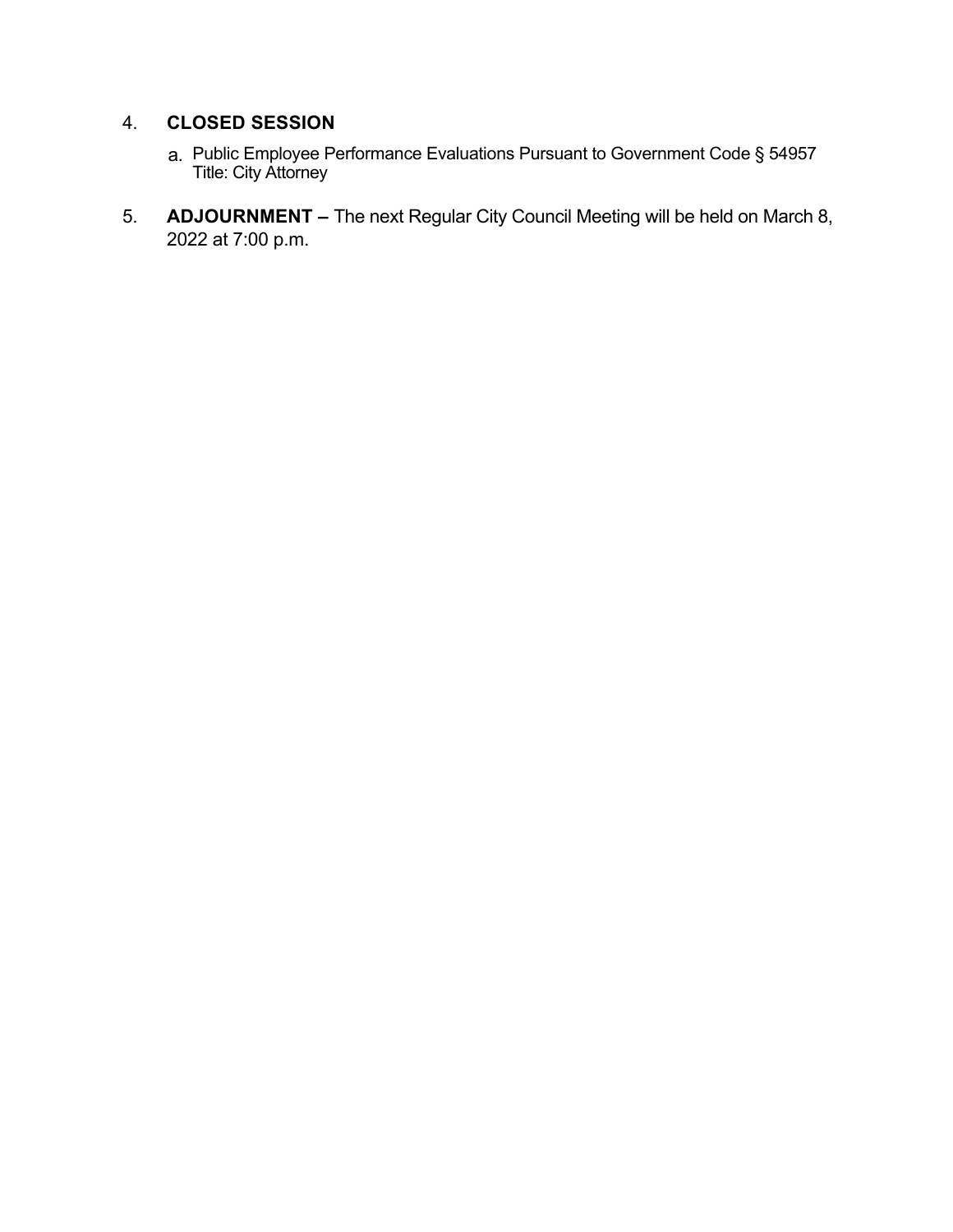4. **CLOSED SESSION**

   a. Public Employee Performance Evaluations Pursuant to Government Code § 54957
      Title: City Attorney

5. **ADJOURNMENT –** The next Regular City Council Meeting will be held on March 8, 2022 at 7:00 p.m.